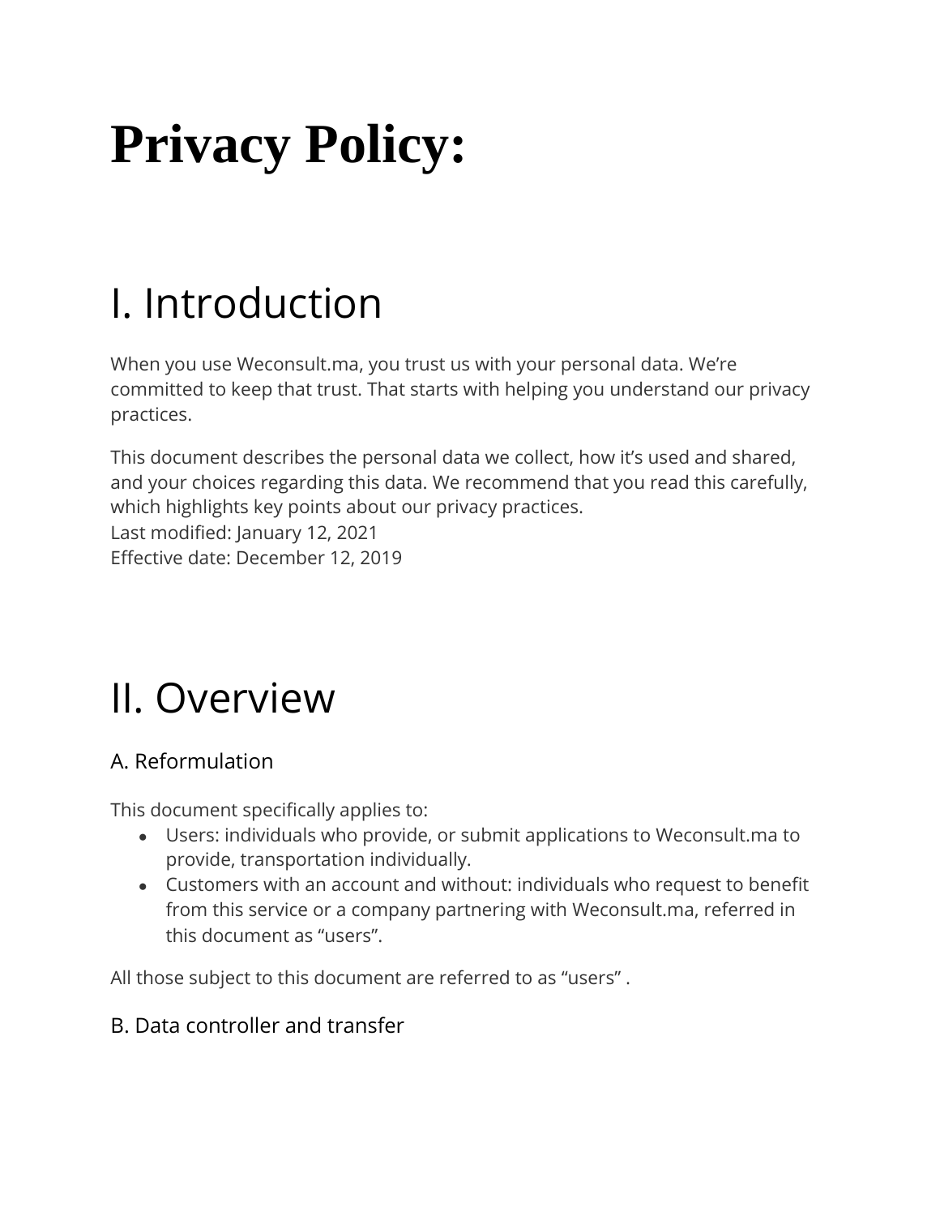# Privacy Policy:

## I. Introduction

When you use Weconsult.ma, you trust us with your personal data. We're committed to keep that trust. That starts with helping you understand our privacy practices.

This document describes the personal data we collect, how it's used and shared, and your choices regarding this data. We recommend that you read this carefully, which highlights key points about our privacy practices.
Last modified: January 12, 2021
Effective date: December 12, 2019

## II. Overview

### A. Reformulation

This document specifically applies to:

- Users: individuals who provide, or submit applications to Weconsult.ma to provide, transportation individually.
- Customers with an account and without: individuals who request to benefit from this service or a company partnering with Weconsult.ma, referred in this document as "users".

All those subject to this document are referred to as "users" .

### B. Data controller and transfer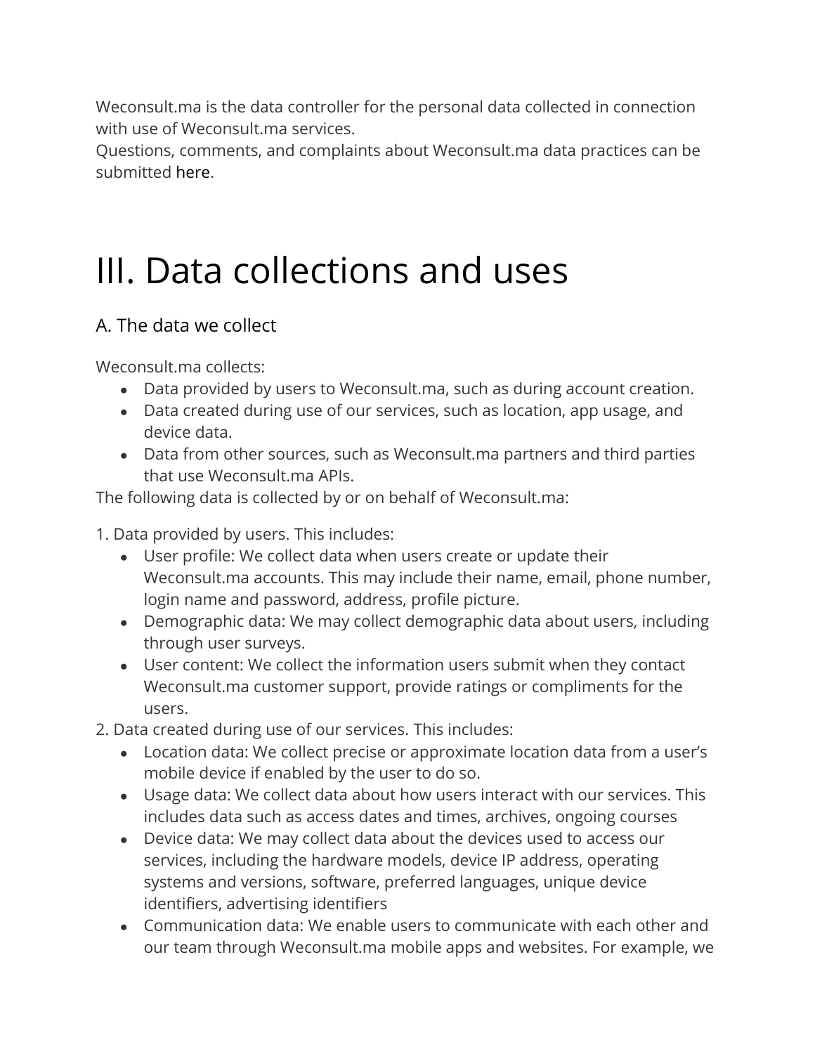Weconsult.ma is the data controller for the personal data collected in connection with use of Weconsult.ma services.
Questions, comments, and complaints about Weconsult.ma data practices can be submitted here.

# III. Data collections and uses

## A. The data we collect

Weconsult.ma collects:

- Data provided by users to Weconsult.ma, such as during account creation.
- Data created during use of our services, such as location, app usage, and device data.
- Data from other sources, such as Weconsult.ma partners and third parties that use Weconsult.ma APIs.

The following data is collected by or on behalf of Weconsult.ma:

1. Data provided by users. This includes:
   - User profile: We collect data when users create or update their Weconsult.ma accounts. This may include their name, email, phone number, login name and password, address, profile picture.
   - Demographic data: We may collect demographic data about users, including through user surveys.
   - User content: We collect the information users submit when they contact Weconsult.ma customer support, provide ratings or compliments for the users.
2. Data created during use of our services. This includes:
   - Location data: We collect precise or approximate location data from a user's mobile device if enabled by the user to do so.
   - Usage data: We collect data about how users interact with our services. This includes data such as access dates and times, archives, ongoing courses
   - Device data: We may collect data about the devices used to access our services, including the hardware models, device IP address, operating systems and versions, software, preferred languages, unique device identifiers, advertising identifiers
   - Communication data: We enable users to communicate with each other and our team through Weconsult.ma mobile apps and websites. For example, we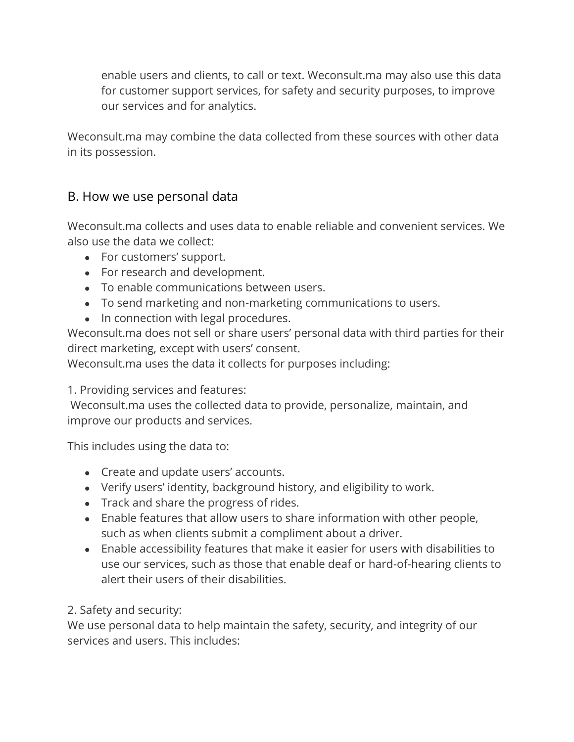enable users and clients, to call or text. Weconsult.ma may also use this data for customer support services, for safety and security purposes, to improve our services and for analytics.

Weconsult.ma may combine the data collected from these sources with other data in its possession.

## B. How we use personal data

Weconsult.ma collects and uses data to enable reliable and convenient services. We also use the data we collect:

- For customers' support.
- For research and development.
- To enable communications between users.
- To send marketing and non-marketing communications to users.
- In connection with legal procedures.

Weconsult.ma does not sell or share users' personal data with third parties for their direct marketing, except with users' consent.

Weconsult.ma uses the data it collects for purposes including:

1. Providing services and features:
Weconsult.ma uses the collected data to provide, personalize, maintain, and improve our products and services.

This includes using the data to:

- Create and update users' accounts.
- Verify users' identity, background history, and eligibility to work.
- Track and share the progress of rides.
- Enable features that allow users to share information with other people, such as when clients submit a compliment about a driver.
- Enable accessibility features that make it easier for users with disabilities to use our services, such as those that enable deaf or hard-of-hearing clients to alert their users of their disabilities.

2. Safety and security:
We use personal data to help maintain the safety, security, and integrity of our services and users. This includes: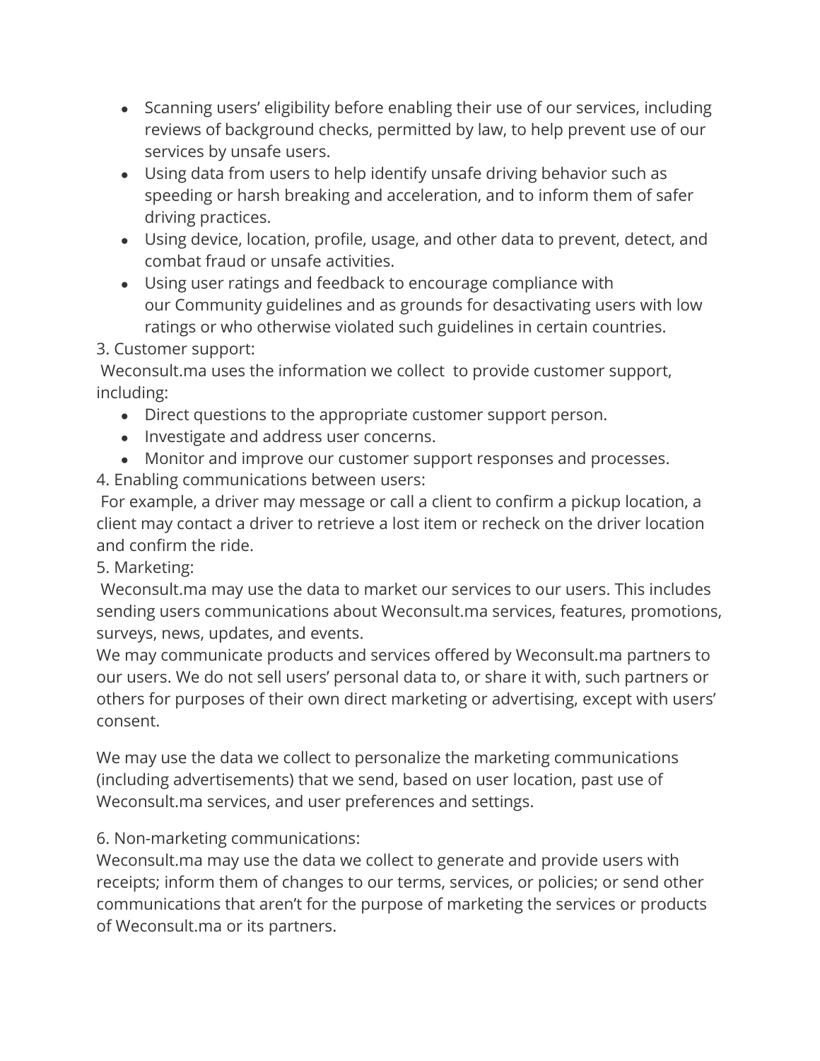- Scanning users' eligibility before enabling their use of our services, including reviews of background checks, permitted by law, to help prevent use of our services by unsafe users.
- Using data from users to help identify unsafe driving behavior such as speeding or harsh breaking and acceleration, and to inform them of safer driving practices.
- Using device, location, profile, usage, and other data to prevent, detect, and combat fraud or unsafe activities.
- Using user ratings and feedback to encourage compliance with our Community guidelines and as grounds for desactivating users with low ratings or who otherwise violated such guidelines in certain countries.

3. Customer support:

Weconsult.ma uses the information we collect to provide customer support, including:

- Direct questions to the appropriate customer support person.
- Investigate and address user concerns.
- Monitor and improve our customer support responses and processes.

4. Enabling communications between users:

For example, a driver may message or call a client to confirm a pickup location, a client may contact a driver to retrieve a lost item or recheck on the driver location and confirm the ride.

5. Marketing:

Weconsult.ma may use the data to market our services to our users. This includes sending users communications about Weconsult.ma services, features, promotions, surveys, news, updates, and events.

We may communicate products and services offered by Weconsult.ma partners to our users. We do not sell users' personal data to, or share it with, such partners or others for purposes of their own direct marketing or advertising, except with users' consent.

We may use the data we collect to personalize the marketing communications (including advertisements) that we send, based on user location, past use of Weconsult.ma services, and user preferences and settings.

6. Non-marketing communications:

Weconsult.ma may use the data we collect to generate and provide users with receipts; inform them of changes to our terms, services, or policies; or send other communications that aren't for the purpose of marketing the services or products of Weconsult.ma or its partners.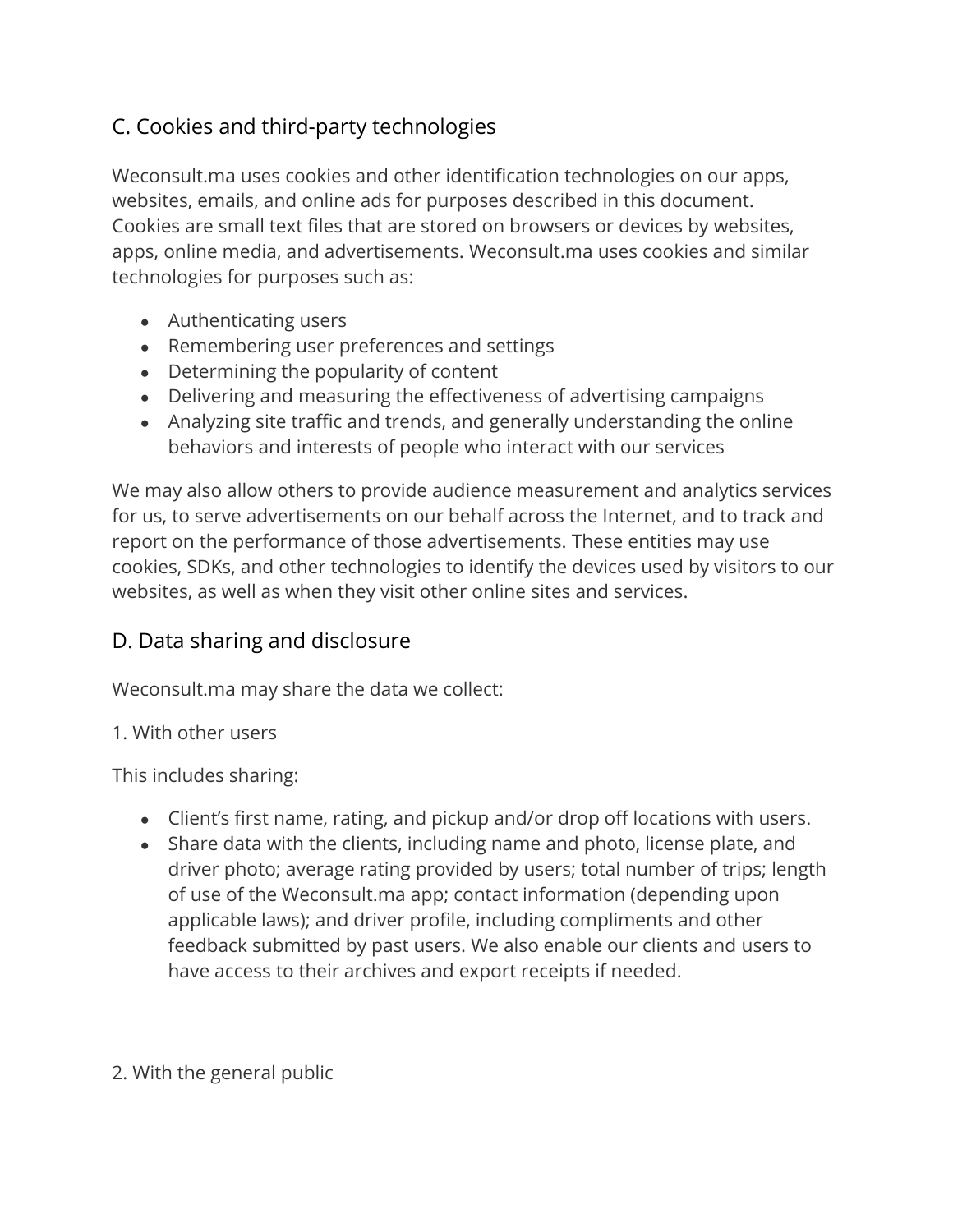## C. Cookies and third-party technologies

Weconsult.ma uses cookies and other identification technologies on our apps, websites, emails, and online ads for purposes described in this document. Cookies are small text files that are stored on browsers or devices by websites, apps, online media, and advertisements. Weconsult.ma uses cookies and similar technologies for purposes such as:

- Authenticating users
- Remembering user preferences and settings
- Determining the popularity of content
- Delivering and measuring the effectiveness of advertising campaigns
- Analyzing site traffic and trends, and generally understanding the online behaviors and interests of people who interact with our services

We may also allow others to provide audience measurement and analytics services for us, to serve advertisements on our behalf across the Internet, and to track and report on the performance of those advertisements. These entities may use cookies, SDKs, and other technologies to identify the devices used by visitors to our websites, as well as when they visit other online sites and services.

## D. Data sharing and disclosure

Weconsult.ma may share the data we collect:

1. With other users

This includes sharing:

- Client's first name, rating, and pickup and/or drop off locations with users.
- Share data with the clients, including name and photo, license plate, and driver photo; average rating provided by users; total number of trips; length of use of the Weconsult.ma app; contact information (depending upon applicable laws); and driver profile, including compliments and other feedback submitted by past users. We also enable our clients and users to have access to their archives and export receipts if needed.

2. With the general public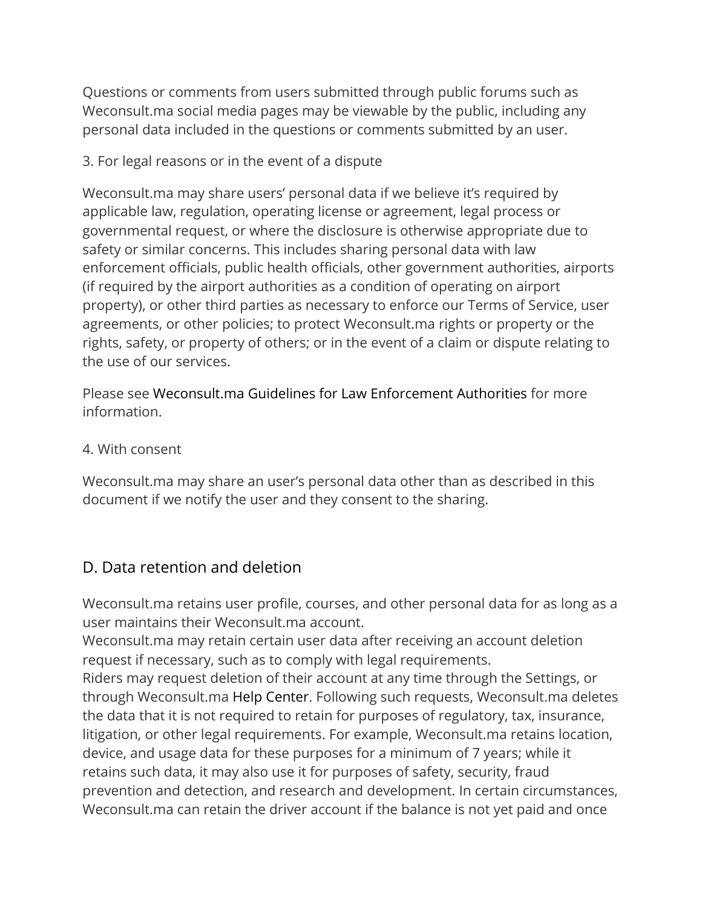Questions or comments from users submitted through public forums such as Weconsult.ma social media pages may be viewable by the public, including any personal data included in the questions or comments submitted by an user.

3. For legal reasons or in the event of a dispute

Weconsult.ma may share users' personal data if we believe it's required by applicable law, regulation, operating license or agreement, legal process or governmental request, or where the disclosure is otherwise appropriate due to safety or similar concerns. This includes sharing personal data with law enforcement officials, public health officials, other government authorities, airports (if required by the airport authorities as a condition of operating on airport property), or other third parties as necessary to enforce our Terms of Service, user agreements, or other policies; to protect Weconsult.ma rights or property or the rights, safety, or property of others; or in the event of a claim or dispute relating to the use of our services.

Please see Weconsult.ma Guidelines for Law Enforcement Authorities for more information.

4. With consent

Weconsult.ma may share an user's personal data other than as described in this document if we notify the user and they consent to the sharing.

## D. Data retention and deletion

Weconsult.ma retains user profile, courses, and other personal data for as long as a user maintains their Weconsult.ma account.
Weconsult.ma may retain certain user data after receiving an account deletion request if necessary, such as to comply with legal requirements.
Riders may request deletion of their account at any time through the Settings, or through Weconsult.ma Help Center. Following such requests, Weconsult.ma deletes the data that it is not required to retain for purposes of regulatory, tax, insurance, litigation, or other legal requirements. For example, Weconsult.ma retains location, device, and usage data for these purposes for a minimum of 7 years; while it retains such data, it may also use it for purposes of safety, security, fraud prevention and detection, and research and development. In certain circumstances, Weconsult.ma can retain the driver account if the balance is not yet paid and once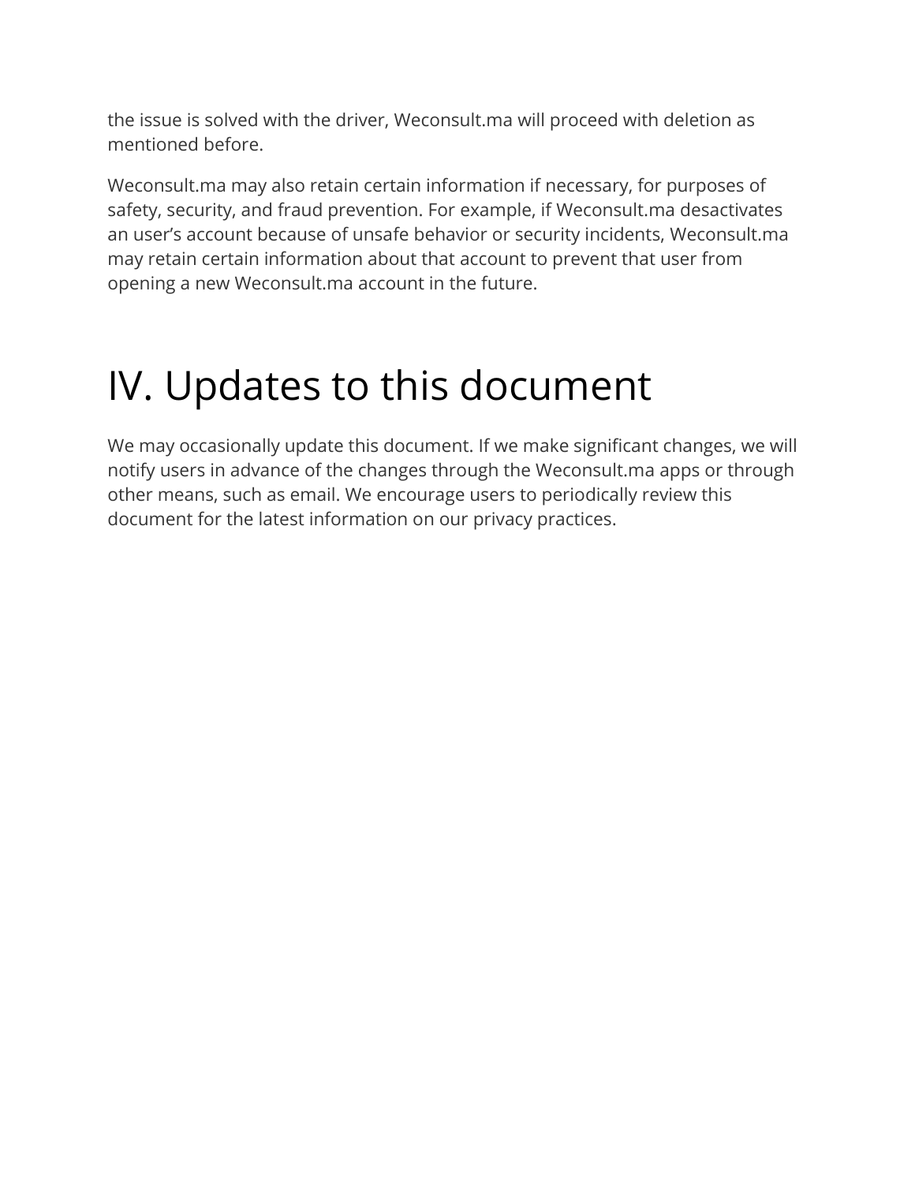the issue is solved with the driver, Weconsult.ma will proceed with deletion as mentioned before.

Weconsult.ma may also retain certain information if necessary, for purposes of safety, security, and fraud prevention. For example, if Weconsult.ma desactivates an user's account because of unsafe behavior or security incidents, Weconsult.ma may retain certain information about that account to prevent that user from opening a new Weconsult.ma account in the future.

# IV. Updates to this document

We may occasionally update this document. If we make significant changes, we will notify users in advance of the changes through the Weconsult.ma apps or through other means, such as email. We encourage users to periodically review this document for the latest information on our privacy practices.